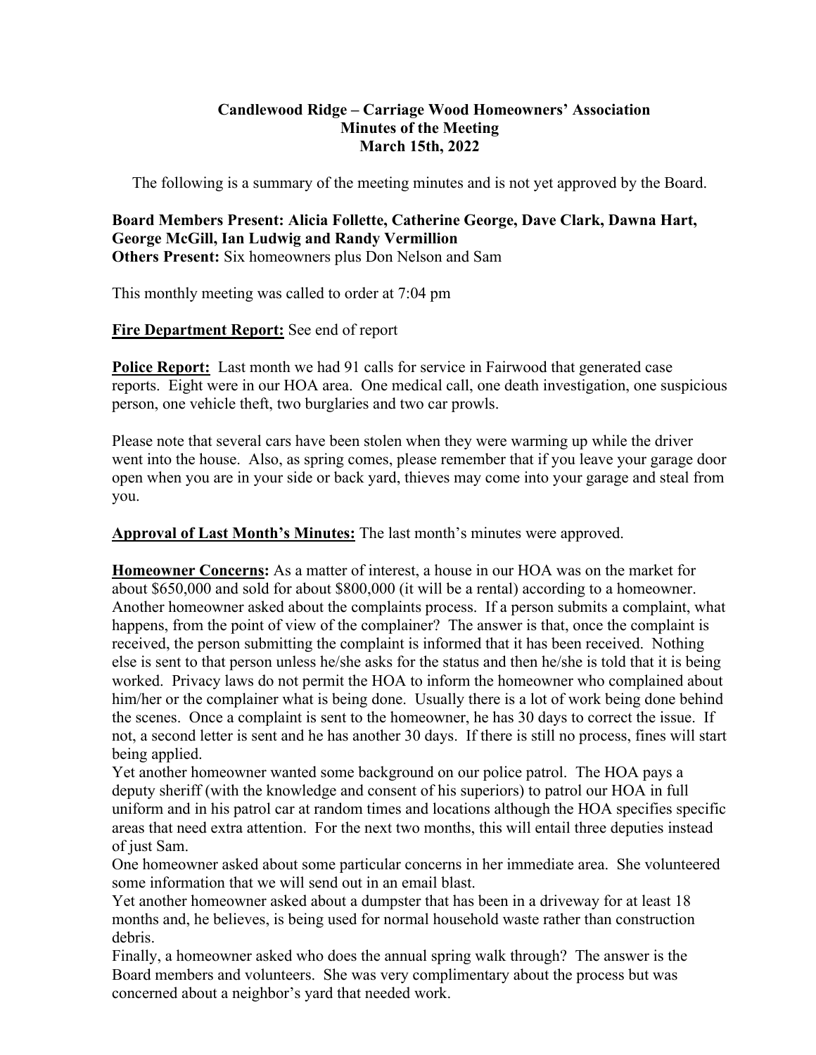**Candlewood Ridge – Carriage Wood Homeowners' Association**
**Minutes of the Meeting**
**March 15th, 2022**

The following is a summary of the meeting minutes and is not yet approved by the Board.

**Board Members Present: Alicia Follette, Catherine George, Dave Clark, Dawna Hart, George McGill, Ian Ludwig and Randy Vermillion**
**Others Present:** Six homeowners plus Don Nelson and Sam

This monthly meeting was called to order at 7:04 pm

**Fire Department Report:** See end of report

**Police Report:** Last month we had 91 calls for service in Fairwood that generated case reports. Eight were in our HOA area. One medical call, one death investigation, one suspicious person, one vehicle theft, two burglaries and two car prowls.

Please note that several cars have been stolen when they were warming up while the driver went into the house. Also, as spring comes, please remember that if you leave your garage door open when you are in your side or back yard, thieves may come into your garage and steal from you.

**Approval of Last Month's Minutes:** The last month's minutes were approved.

**Homeowner Concerns:** As a matter of interest, a house in our HOA was on the market for about \$650,000 and sold for about \$800,000 (it will be a rental) according to a homeowner. Another homeowner asked about the complaints process. If a person submits a complaint, what happens, from the point of view of the complainer? The answer is that, once the complaint is received, the person submitting the complaint is informed that it has been received. Nothing else is sent to that person unless he/she asks for the status and then he/she is told that it is being worked. Privacy laws do not permit the HOA to inform the homeowner who complained about him/her or the complainer what is being done. Usually there is a lot of work being done behind the scenes. Once a complaint is sent to the homeowner, he has 30 days to correct the issue. If not, a second letter is sent and he has another 30 days. If there is still no process, fines will start being applied.
Yet another homeowner wanted some background on our police patrol. The HOA pays a deputy sheriff (with the knowledge and consent of his superiors) to patrol our HOA in full uniform and in his patrol car at random times and locations although the HOA specifies specific areas that need extra attention. For the next two months, this will entail three deputies instead of just Sam.
One homeowner asked about some particular concerns in her immediate area. She volunteered some information that we will send out in an email blast.
Yet another homeowner asked about a dumpster that has been in a driveway for at least 18 months and, he believes, is being used for normal household waste rather than construction debris.
Finally, a homeowner asked who does the annual spring walk through? The answer is the Board members and volunteers. She was very complimentary about the process but was concerned about a neighbor's yard that needed work.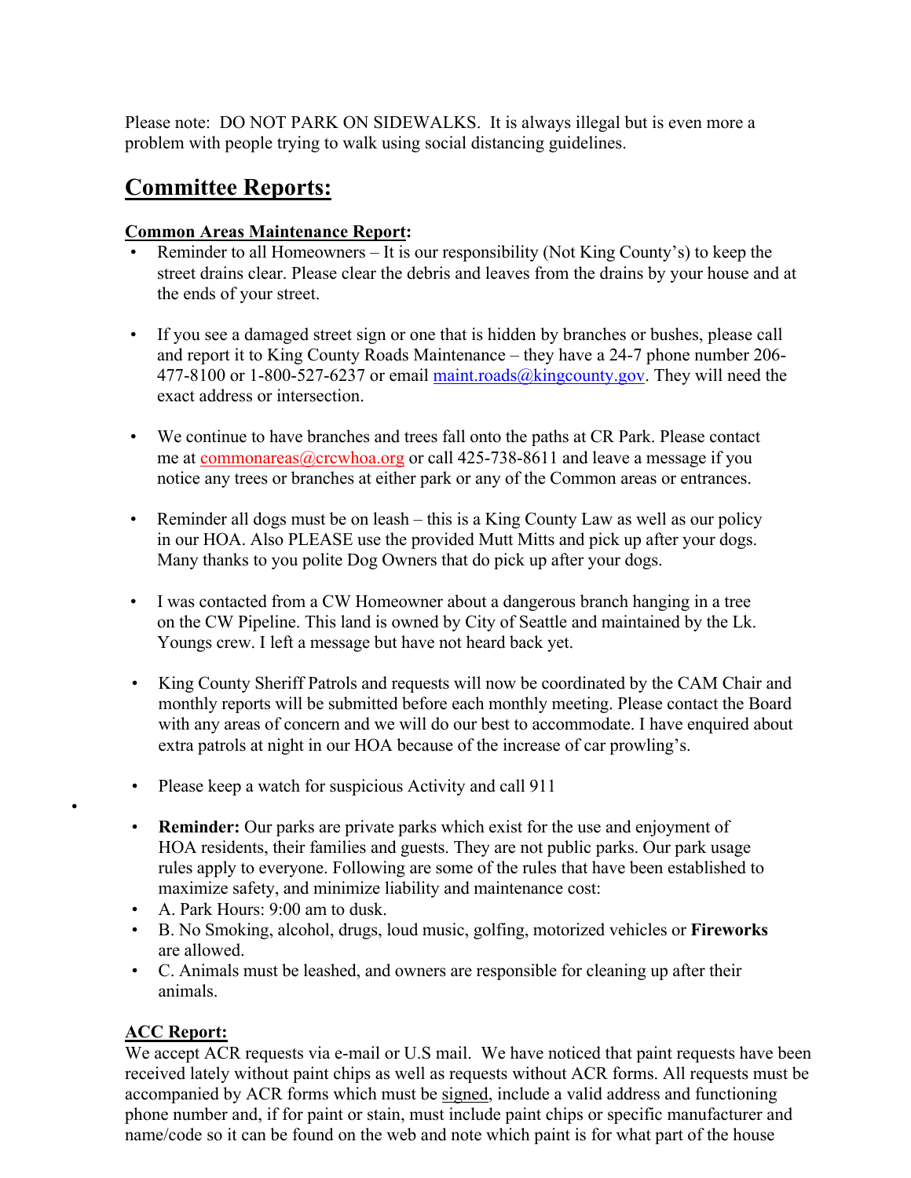Please note: DO NOT PARK ON SIDEWALKS. It is always illegal but is even more a problem with people trying to walk using social distancing guidelines.

## Committee Reports:

**Common Areas Maintenance Report:**

- Reminder to all Homeowners – It is our responsibility (Not King County's) to keep the street drains clear. Please clear the debris and leaves from the drains by your house and at the ends of your street.
- If you see a damaged street sign or one that is hidden by branches or bushes, please call and report it to King County Roads Maintenance – they have a 24-7 phone number 206-477-8100 or 1-800-527-6237 or email maint.roads@kingcounty.gov. They will need the exact address or intersection.
- We continue to have branches and trees fall onto the paths at CR Park. Please contact me at commonareas@crcwhoa.org or call 425-738-8611 and leave a message if you notice any trees or branches at either park or any of the Common areas or entrances.
- Reminder all dogs must be on leash – this is a King County Law as well as our policy in our HOA. Also PLEASE use the provided Mutt Mitts and pick up after your dogs. Many thanks to you polite Dog Owners that do pick up after your dogs.
- I was contacted from a CW Homeowner about a dangerous branch hanging in a tree on the CW Pipeline. This land is owned by City of Seattle and maintained by the Lk. Youngs crew. I left a message but have not heard back yet.
- King County Sheriff Patrols and requests will now be coordinated by the CAM Chair and monthly reports will be submitted before each monthly meeting. Please contact the Board with any areas of concern and we will do our best to accommodate. I have enquired about extra patrols at night in our HOA because of the increase of car prowling's.
- Please keep a watch for suspicious Activity and call 911
- **Reminder:** Our parks are private parks which exist for the use and enjoyment of HOA residents, their families and guests. They are not public parks. Our park usage rules apply to everyone. Following are some of the rules that have been established to maximize safety, and minimize liability and maintenance cost:
- A. Park Hours: 9:00 am to dusk.
- B. No Smoking, alcohol, drugs, loud music, golfing, motorized vehicles or **Fireworks** are allowed.
- C. Animals must be leashed, and owners are responsible for cleaning up after their animals.

**ACC Report:**

We accept ACR requests via e-mail or U.S mail. We have noticed that paint requests have been received lately without paint chips as well as requests without ACR forms. All requests must be accompanied by ACR forms which must be signed, include a valid address and functioning phone number and, if for paint or stain, must include paint chips or specific manufacturer and name/code so it can be found on the web and note which paint is for what part of the house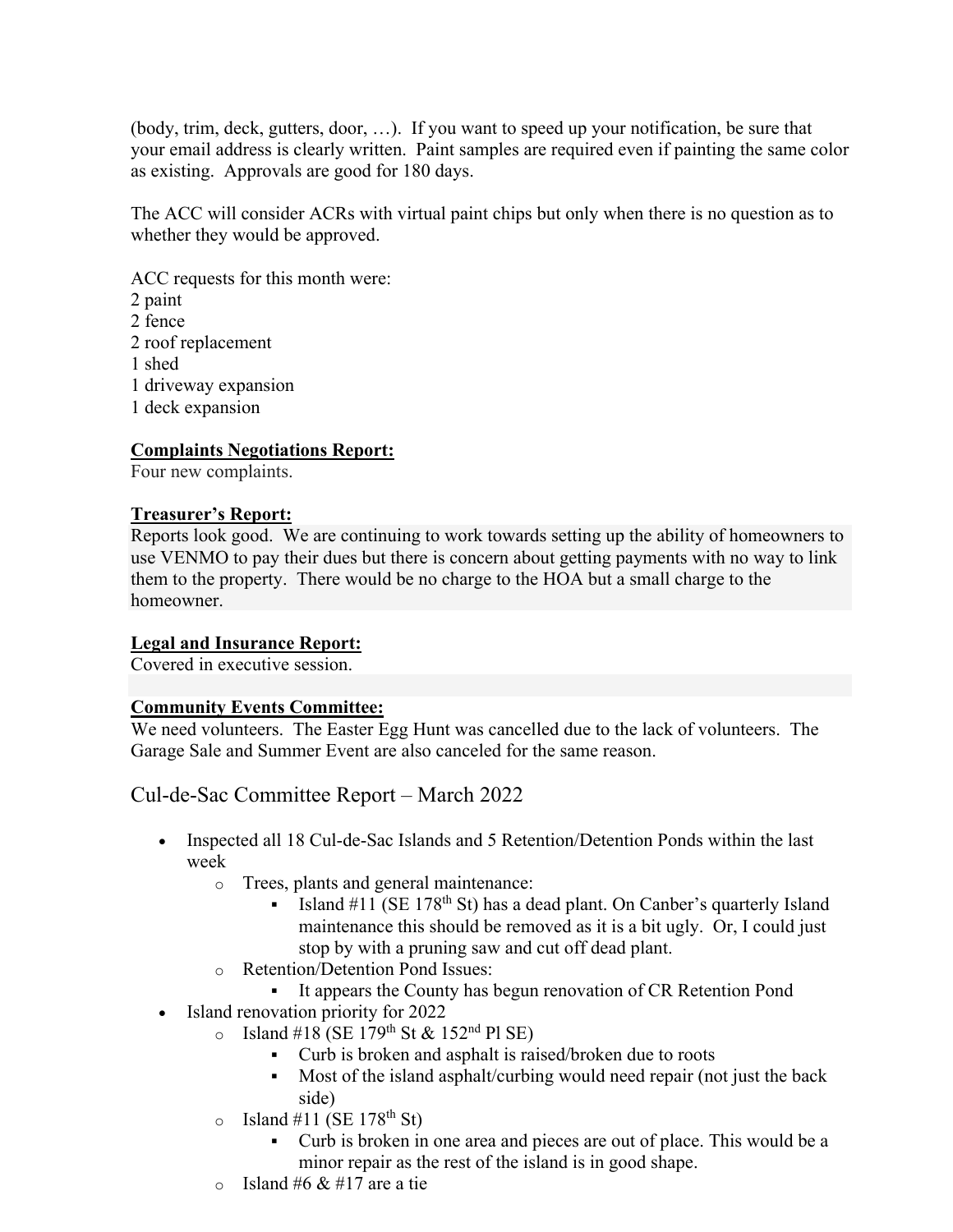(body, trim, deck, gutters, door, …). If you want to speed up your notification, be sure that your email address is clearly written. Paint samples are required even if painting the same color as existing. Approvals are good for 180 days.

The ACC will consider ACRs with virtual paint chips but only when there is no question as to whether they would be approved.

ACC requests for this month were:
2 paint
2 fence
2 roof replacement
1 shed
1 driveway expansion
1 deck expansion

**Complaints Negotiations Report:**
Four new complaints.

**Treasurer's Report:**
Reports look good. We are continuing to work towards setting up the ability of homeowners to use VENMO to pay their dues but there is concern about getting payments with no way to link them to the property. There would be no charge to the HOA but a small charge to the homeowner.

**Legal and Insurance Report:**
Covered in executive session.

**Community Events Committee:**
We need volunteers. The Easter Egg Hunt was cancelled due to the lack of volunteers. The Garage Sale and Summer Event are also canceled for the same reason.

## Cul-de-Sac Committee Report – March 2022

- Inspected all 18 Cul-de-Sac Islands and 5 Retention/Detention Ponds within the last week
  - Trees, plants and general maintenance:
    - Island #11 (SE 178th St) has a dead plant. On Canber's quarterly Island maintenance this should be removed as it is a bit ugly. Or, I could just stop by with a pruning saw and cut off dead plant.
  - Retention/Detention Pond Issues:
    - It appears the County has begun renovation of CR Retention Pond
- Island renovation priority for 2022
  - Island #18 (SE 179th St & 152nd Pl SE)
    - Curb is broken and asphalt is raised/broken due to roots
    - Most of the island asphalt/curbing would need repair (not just the back side)
  - Island #11 (SE 178th St)
    - Curb is broken in one area and pieces are out of place. This would be a minor repair as the rest of the island is in good shape.
  - Island #6 & #17 are a tie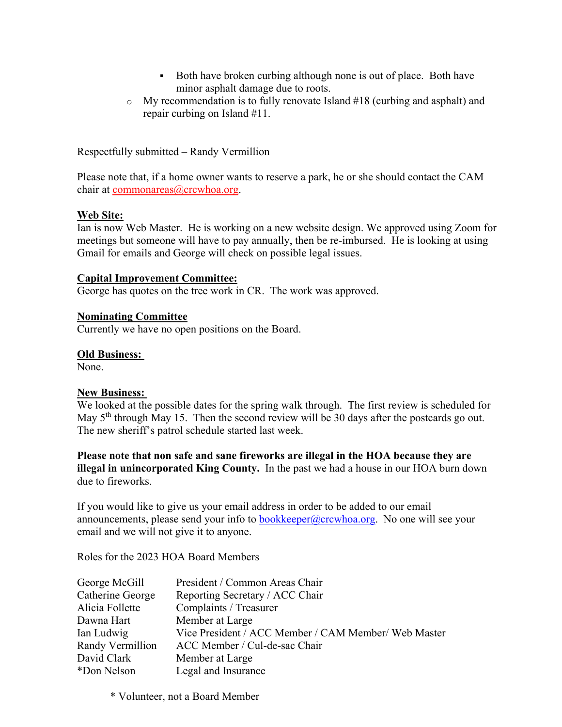- Both have broken curbing although none is out of place. Both have minor asphalt damage due to roots.
  - My recommendation is to fully renovate Island #18 (curbing and asphalt) and repair curbing on Island #11.

Respectfully submitted – Randy Vermillion

Please note that, if a home owner wants to reserve a park, he or she should contact the CAM chair at commonareas@crcwhoa.org.

**Web Site:**
Ian is now Web Master. He is working on a new website design. We approved using Zoom for meetings but someone will have to pay annually, then be re-imbursed. He is looking at using Gmail for emails and George will check on possible legal issues.

**Capital Improvement Committee:**
George has quotes on the tree work in CR. The work was approved.

**Nominating Committee**
Currently we have no open positions on the Board.

**Old Business:**
None.

**New Business:**
We looked at the possible dates for the spring walk through. The first review is scheduled for May 5th through May 15. Then the second review will be 30 days after the postcards go out. The new sheriff's patrol schedule started last week.

**Please note that non safe and sane fireworks are illegal in the HOA because they are illegal in unincorporated King County.** In the past we had a house in our HOA burn down due to fireworks.

If you would like to give us your email address in order to be added to our email announcements, please send your info to bookkeeper@crcwhoa.org. No one will see your email and we will not give it to anyone.

Roles for the 2023 HOA Board Members

| | |
|---|---|
| George McGill | President / Common Areas Chair |
| Catherine George | Reporting Secretary / ACC Chair |
| Alicia Follette | Complaints / Treasurer |
| Dawna Hart | Member at Large |
| Ian Ludwig | Vice President / ACC Member / CAM Member/ Web Master |
| Randy Vermillion | ACC Member / Cul-de-sac Chair |
| David Clark | Member at Large |
| *Don Nelson | Legal and Insurance |

\* Volunteer, not a Board Member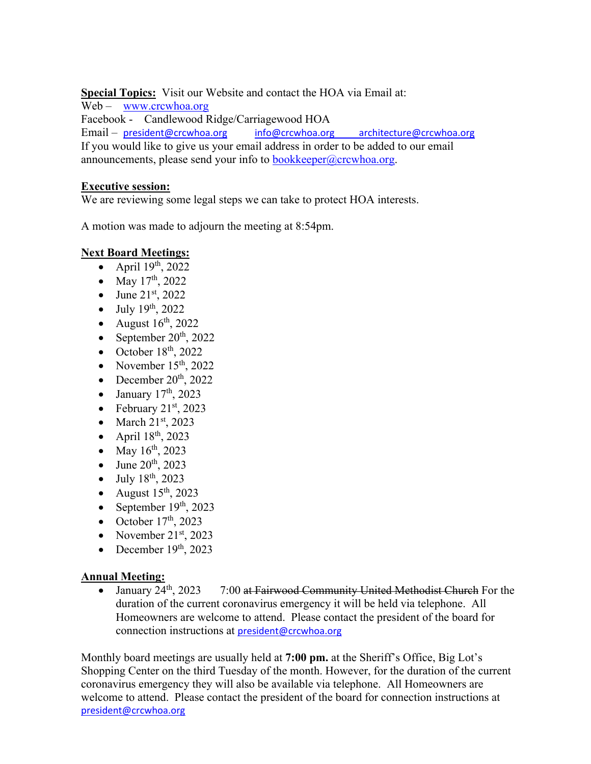**Special Topics:** Visit our Website and contact the HOA via Email at:
Web – www.crcwhoa.org
Facebook - Candlewood Ridge/Carriagewood HOA
Email – president@crcwhoa.org info@crcwhoa.org architecture@crcwhoa.org
If you would like to give us your email address in order to be added to our email announcements, please send your info to bookkeeper@crcwhoa.org.

**Executive session:**
We are reviewing some legal steps we can take to protect HOA interests.

A motion was made to adjourn the meeting at 8:54pm.

**Next Board Meetings:**

- April 19th, 2022
- May 17th, 2022
- June 21st, 2022
- July 19th, 2022
- August 16th, 2022
- September 20th, 2022
- October 18th, 2022
- November 15th, 2022
- December 20th, 2022
- January 17th, 2023
- February 21st, 2023
- March 21st, 2023
- April 18th, 2023
- May 16th, 2023
- June 20th, 2023
- July 18th, 2023
- August 15th, 2023
- September 19th, 2023
- October 17th, 2023
- November 21st, 2023
- December 19th, 2023

**Annual Meeting:**

- January 24th, 2023 7:00 ~~at Fairwood Community United Methodist Church~~ For the duration of the current coronavirus emergency it will be held via telephone. All Homeowners are welcome to attend. Please contact the president of the board for connection instructions at president@crcwhoa.org

Monthly board meetings are usually held at **7:00 pm.** at the Sheriff's Office, Big Lot's Shopping Center on the third Tuesday of the month. However, for the duration of the current coronavirus emergency they will also be available via telephone. All Homeowners are welcome to attend. Please contact the president of the board for connection instructions at president@crcwhoa.org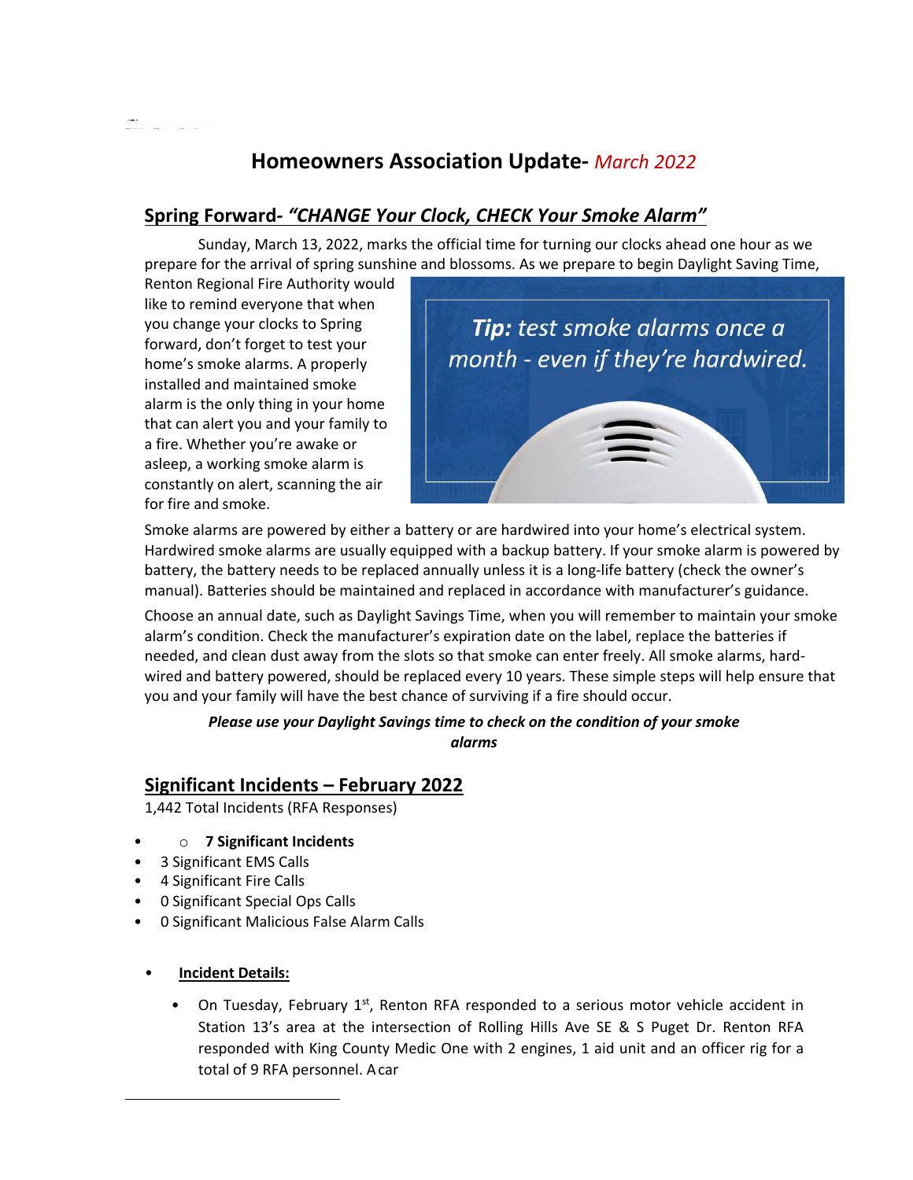# Homeowners Association Update- *March 2022*

## Spring Forward- *"CHANGE Your Clock, CHECK Your Smoke Alarm"*

Sunday, March 13, 2022, marks the official time for turning our clocks ahead one hour as we prepare for the arrival of spring sunshine and blossoms. As we prepare to begin Daylight Saving Time, Renton Regional Fire Authority would like to remind everyone that when you change your clocks to Spring forward, don't forget to test your home's smoke alarms. A properly installed and maintained smoke alarm is the only thing in your home that can alert you and your family to a fire. Whether you're awake or asleep, a working smoke alarm is constantly on alert, scanning the air for fire and smoke.

***Tip:*** *test smoke alarms once a month - even if they're hardwired.*

Smoke alarms are powered by either a battery or are hardwired into your home's electrical system. Hardwired smoke alarms are usually equipped with a backup battery. If your smoke alarm is powered by battery, the battery needs to be replaced annually unless it is a long-life battery (check the owner's manual). Batteries should be maintained and replaced in accordance with manufacturer's guidance.

Choose an annual date, such as Daylight Savings Time, when you will remember to maintain your smoke alarm's condition. Check the manufacturer's expiration date on the label, replace the batteries if needed, and clean dust away from the slots so that smoke can enter freely. All smoke alarms, hard-wired and battery powered, should be replaced every 10 years. These simple steps will help ensure that you and your family will have the best chance of surviving if a fire should occur.

***Please use your Daylight Savings time to check on the condition of your smoke alarms***

## Significant Incidents – February 2022

1,442 Total Incidents (RFA Responses)

- **7 Significant Incidents**
- 3 Significant EMS Calls
- 4 Significant Fire Calls
- 0 Significant Special Ops Calls
- 0 Significant Malicious False Alarm Calls

- **Incident Details:**
  - On Tuesday, February 1st, Renton RFA responded to a serious motor vehicle accident in Station 13's area at the intersection of Rolling Hills Ave SE & S Puget Dr. Renton RFA responded with King County Medic One with 2 engines, 1 aid unit and an officer rig for a total of 9 RFA personnel. A car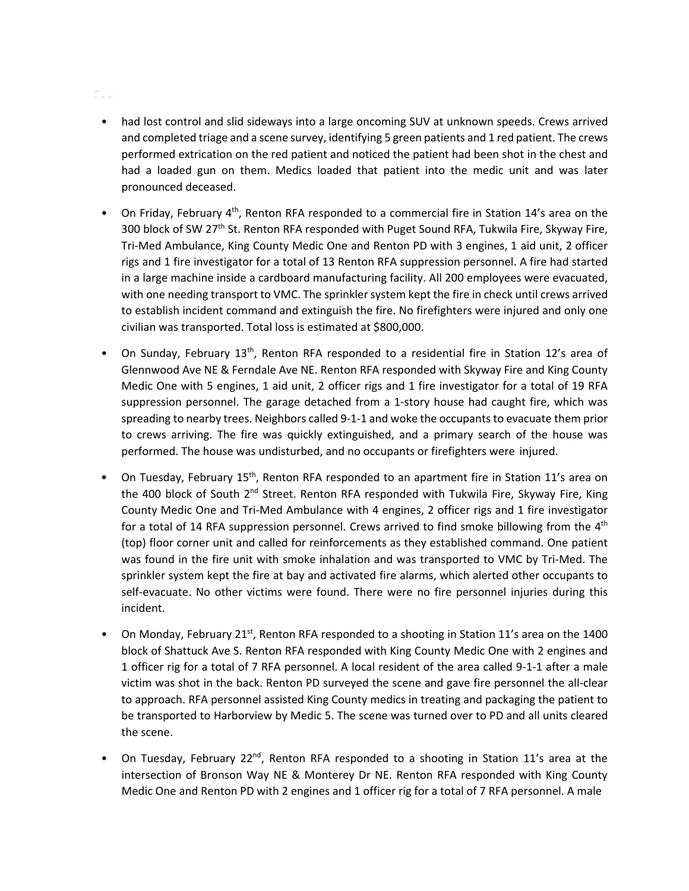- had lost control and slid sideways into a large oncoming SUV at unknown speeds. Crews arrived and completed triage and a scene survey, identifying 5 green patients and 1 red patient. The crews performed extrication on the red patient and noticed the patient had been shot in the chest and had a loaded gun on them. Medics loaded that patient into the medic unit and was later pronounced deceased.

- On Friday, February 4th, Renton RFA responded to a commercial fire in Station 14's area on the 300 block of SW 27th St. Renton RFA responded with Puget Sound RFA, Tukwila Fire, Skyway Fire, Tri-Med Ambulance, King County Medic One and Renton PD with 3 engines, 1 aid unit, 2 officer rigs and 1 fire investigator for a total of 13 Renton RFA suppression personnel. A fire had started in a large machine inside a cardboard manufacturing facility. All 200 employees were evacuated, with one needing transport to VMC. The sprinkler system kept the fire in check until crews arrived to establish incident command and extinguish the fire. No firefighters were injured and only one civilian was transported. Total loss is estimated at $800,000.

- On Sunday, February 13th, Renton RFA responded to a residential fire in Station 12's area of Glennwood Ave NE & Ferndale Ave NE. Renton RFA responded with Skyway Fire and King County Medic One with 5 engines, 1 aid unit, 2 officer rigs and 1 fire investigator for a total of 19 RFA suppression personnel. The garage detached from a 1-story house had caught fire, which was spreading to nearby trees. Neighbors called 9-1-1 and woke the occupants to evacuate them prior to crews arriving. The fire was quickly extinguished, and a primary search of the house was performed. The house was undisturbed, and no occupants or firefighters were injured.

- On Tuesday, February 15th, Renton RFA responded to an apartment fire in Station 11's area on the 400 block of South 2nd Street. Renton RFA responded with Tukwila Fire, Skyway Fire, King County Medic One and Tri-Med Ambulance with 4 engines, 2 officer rigs and 1 fire investigator for a total of 14 RFA suppression personnel. Crews arrived to find smoke billowing from the 4th (top) floor corner unit and called for reinforcements as they established command. One patient was found in the fire unit with smoke inhalation and was transported to VMC by Tri-Med. The sprinkler system kept the fire at bay and activated fire alarms, which alerted other occupants to self-evacuate. No other victims were found. There were no fire personnel injuries during this incident.

- On Monday, February 21st, Renton RFA responded to a shooting in Station 11's area on the 1400 block of Shattuck Ave S. Renton RFA responded with King County Medic One with 2 engines and 1 officer rig for a total of 7 RFA personnel. A local resident of the area called 9-1-1 after a male victim was shot in the back. Renton PD surveyed the scene and gave fire personnel the all-clear to approach. RFA personnel assisted King County medics in treating and packaging the patient to be transported to Harborview by Medic 5. The scene was turned over to PD and all units cleared the scene.

- On Tuesday, February 22nd, Renton RFA responded to a shooting in Station 11's area at the intersection of Bronson Way NE & Monterey Dr NE. Renton RFA responded with King County Medic One and Renton PD with 2 engines and 1 officer rig for a total of 7 RFA personnel. A male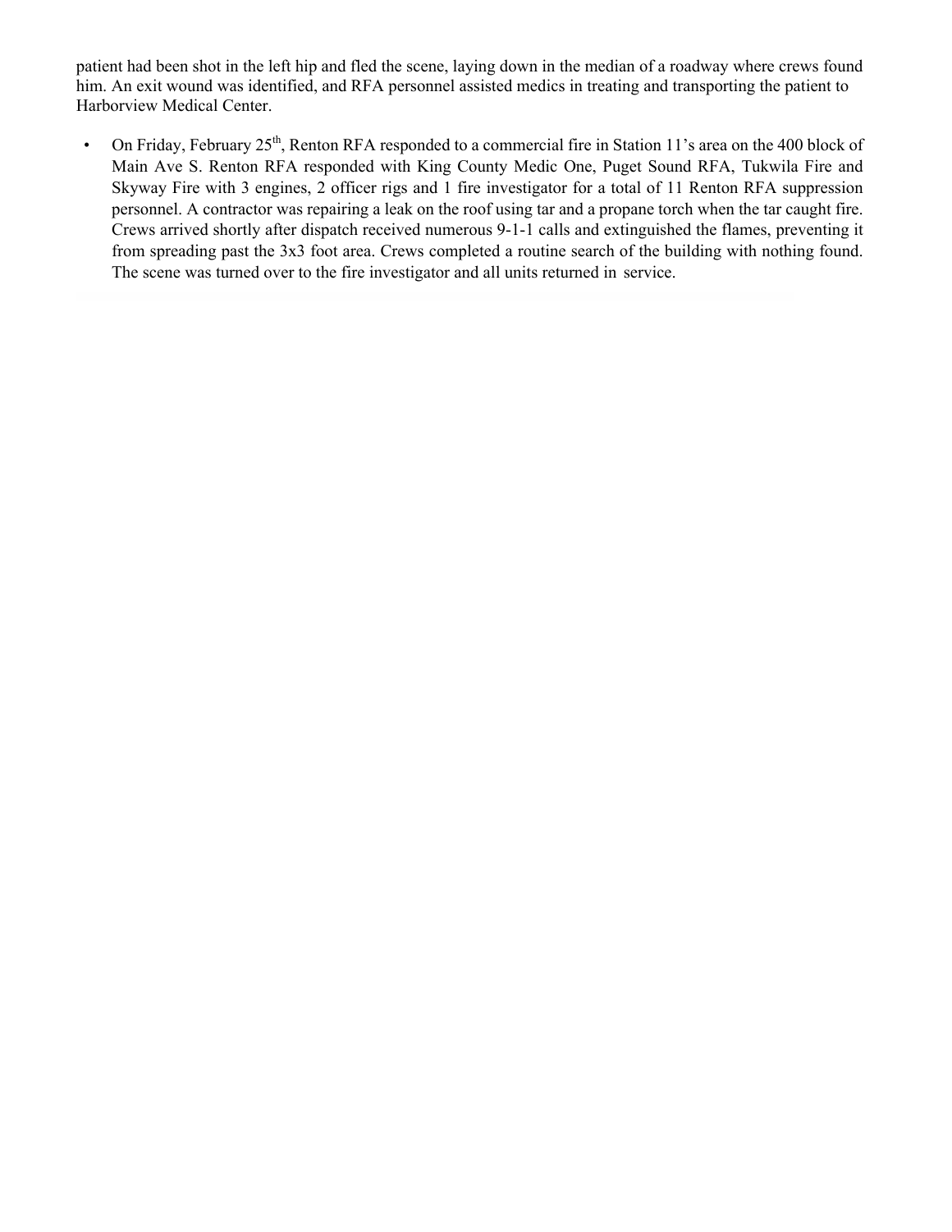patient had been shot in the left hip and fled the scene, laying down in the median of a roadway where crews found him. An exit wound was identified, and RFA personnel assisted medics in treating and transporting the patient to Harborview Medical Center.

- On Friday, February 25th, Renton RFA responded to a commercial fire in Station 11's area on the 400 block of Main Ave S. Renton RFA responded with King County Medic One, Puget Sound RFA, Tukwila Fire and Skyway Fire with 3 engines, 2 officer rigs and 1 fire investigator for a total of 11 Renton RFA suppression personnel. A contractor was repairing a leak on the roof using tar and a propane torch when the tar caught fire. Crews arrived shortly after dispatch received numerous 9-1-1 calls and extinguished the flames, preventing it from spreading past the 3x3 foot area. Crews completed a routine search of the building with nothing found. The scene was turned over to the fire investigator and all units returned in service.